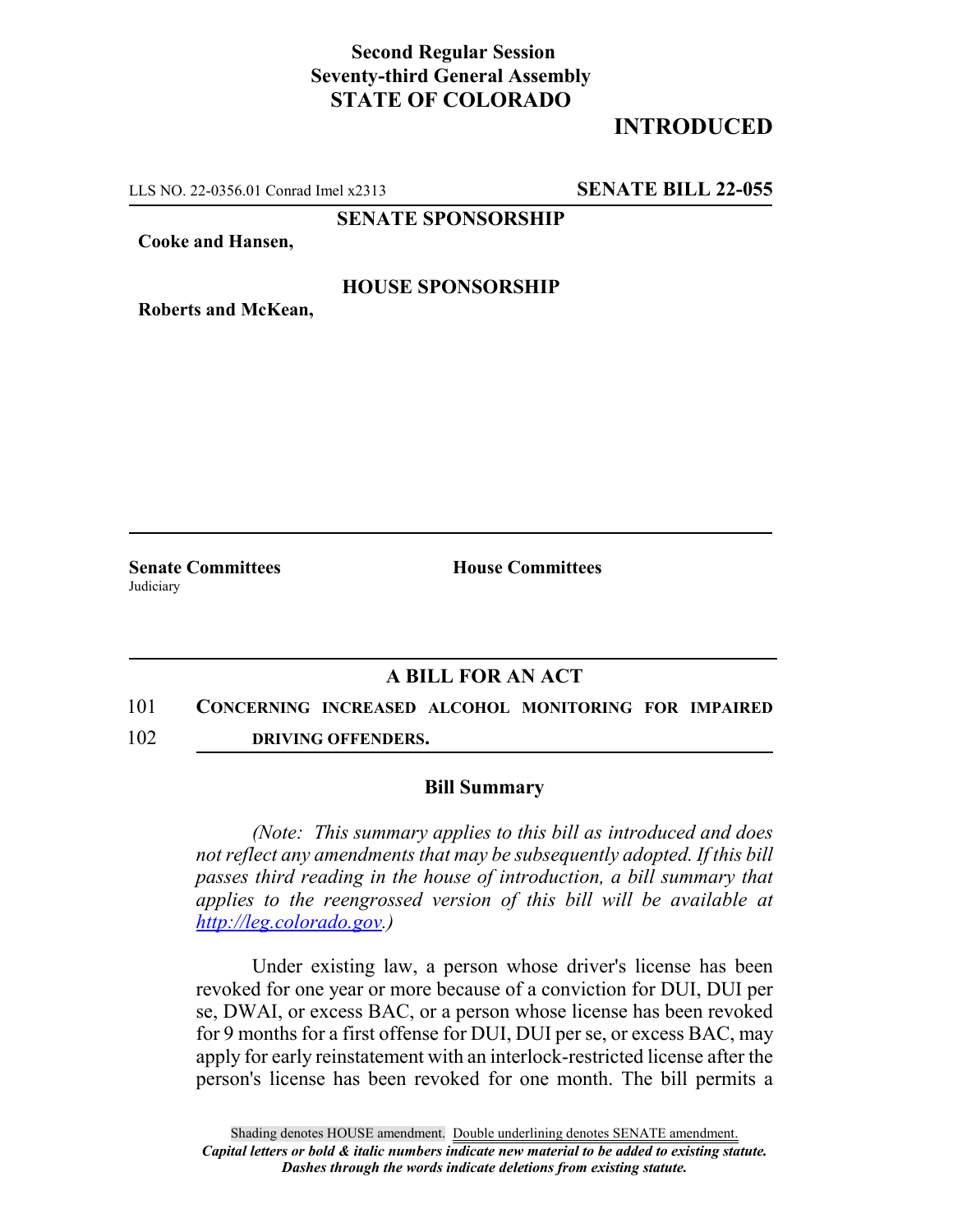**Second Regular Session**
**Seventy-third General Assembly**
**STATE OF COLORADO**

# INTRODUCED

LLS NO. 22-0356.01 Conrad Imel x2313 **SENATE BILL 22-055**

**SENATE SPONSORSHIP**

**Cooke and Hansen,**

**HOUSE SPONSORSHIP**

**Roberts and McKean,**

**Senate Committees**
Judiciary

**House Committees**

## A BILL FOR AN ACT

101 **CONCERNING INCREASED ALCOHOL MONITORING FOR IMPAIRED**
102 **DRIVING OFFENDERS.**

### Bill Summary

*(Note: This summary applies to this bill as introduced and does not reflect any amendments that may be subsequently adopted. If this bill passes third reading in the house of introduction, a bill summary that applies to the reengrossed version of this bill will be available at http://leg.colorado.gov.)*

Under existing law, a person whose driver's license has been revoked for one year or more because of a conviction for DUI, DUI per se, DWAI, or excess BAC, or a person whose license has been revoked for 9 months for a first offense for DUI, DUI per se, or excess BAC, may apply for early reinstatement with an interlock-restricted license after the person's license has been revoked for one month. The bill permits a

Shading denotes HOUSE amendment. Double underlining denotes SENATE amendment.
*Capital letters or bold & italic numbers indicate new material to be added to existing statute.*
*Dashes through the words indicate deletions from existing statute.*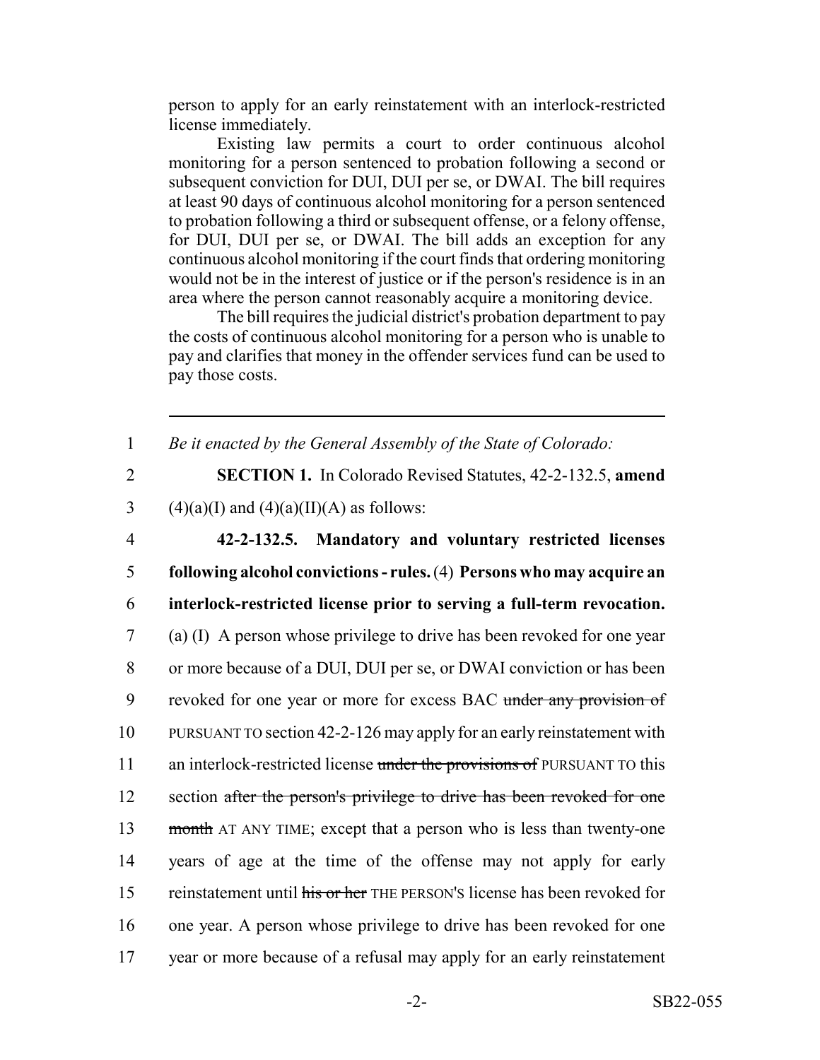person to apply for an early reinstatement with an interlock-restricted license immediately.

Existing law permits a court to order continuous alcohol monitoring for a person sentenced to probation following a second or subsequent conviction for DUI, DUI per se, or DWAI. The bill requires at least 90 days of continuous alcohol monitoring for a person sentenced to probation following a third or subsequent offense, or a felony offense, for DUI, DUI per se, or DWAI. The bill adds an exception for any continuous alcohol monitoring if the court finds that ordering monitoring would not be in the interest of justice or if the person's residence is in an area where the person cannot reasonably acquire a monitoring device.

The bill requires the judicial district's probation department to pay the costs of continuous alcohol monitoring for a person who is unable to pay and clarifies that money in the offender services fund can be used to pay those costs.

---

1 *Be it enacted by the General Assembly of the State of Colorado:*

2 **SECTION 1.** In Colorado Revised Statutes, 42-2-132.5, **amend**

3 (4)(a)(I) and (4)(a)(II)(A) as follows:

4 **42-2-132.5. Mandatory and voluntary restricted licenses**

5 **following alcohol convictions - rules.** (4) **Persons who may acquire an**

6 **interlock-restricted license prior to serving a full-term revocation.**

7 (a) (I) A person whose privilege to drive has been revoked for one year

8 or more because of a DUI, DUI per se, or DWAI conviction or has been

9 revoked for one year or more for excess BAC ~~under any provision of~~

10 PURSUANT TO section 42-2-126 may apply for an early reinstatement with

11 an interlock-restricted license ~~under the provisions of~~ PURSUANT TO this

12 section ~~after the person's privilege to drive has been revoked for one~~

13 ~~month~~ AT ANY TIME; except that a person who is less than twenty-one

14 years of age at the time of the offense may not apply for early

15 reinstatement until ~~his or her~~ THE PERSON'S license has been revoked for

16 one year. A person whose privilege to drive has been revoked for one

17 year or more because of a refusal may apply for an early reinstatement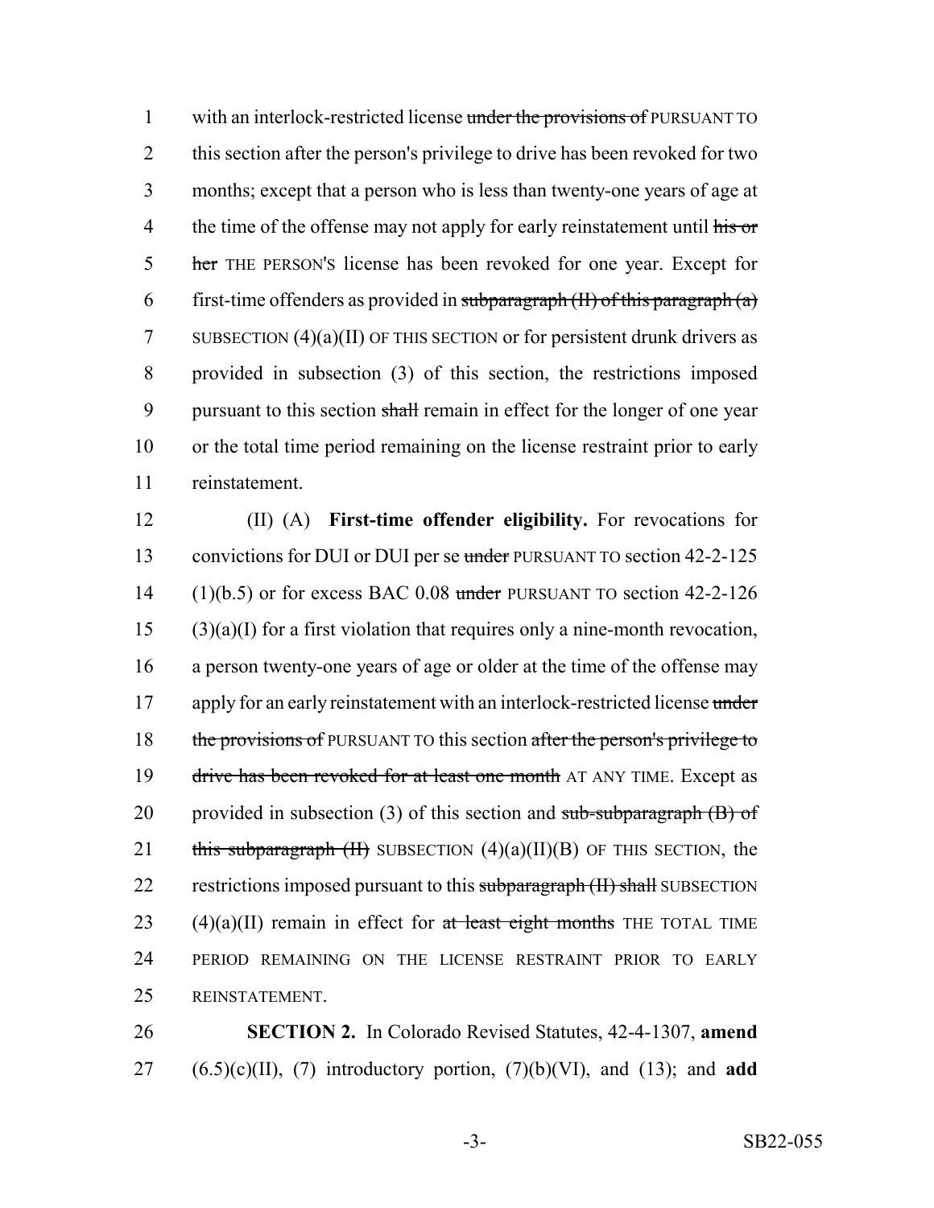with an interlock-restricted license ~~under the provisions of~~ PURSUANT TO this section after the person's privilege to drive has been revoked for two months; except that a person who is less than twenty-one years of age at the time of the offense may not apply for early reinstatement until ~~his or her~~ THE PERSON'S license has been revoked for one year. Except for first-time offenders as provided in ~~subparagraph (II) of this paragraph (a)~~ SUBSECTION (4)(a)(II) OF THIS SECTION or for persistent drunk drivers as provided in subsection (3) of this section, the restrictions imposed pursuant to this section ~~shall~~ remain in effect for the longer of one year or the total time period remaining on the license restraint prior to early reinstatement.

(II) (A) **First-time offender eligibility.** For revocations for convictions for DUI or DUI per se ~~under~~ PURSUANT TO section 42-2-125 (1)(b.5) or for excess BAC 0.08 ~~under~~ PURSUANT TO section 42-2-126 (3)(a)(I) for a first violation that requires only a nine-month revocation, a person twenty-one years of age or older at the time of the offense may apply for an early reinstatement with an interlock-restricted license ~~under the provisions of~~ PURSUANT TO this section ~~after the person's privilege to drive has been revoked for at least one month~~ AT ANY TIME. Except as provided in subsection (3) of this section and ~~sub-subparagraph (B) of this subparagraph (II)~~ SUBSECTION (4)(a)(II)(B) OF THIS SECTION, the restrictions imposed pursuant to this ~~subparagraph (II) shall~~ SUBSECTION (4)(a)(II) remain in effect for ~~at least eight months~~ THE TOTAL TIME PERIOD REMAINING ON THE LICENSE RESTRAINT PRIOR TO EARLY REINSTATEMENT.

**SECTION 2.** In Colorado Revised Statutes, 42-4-1307, **amend** (6.5)(c)(II), (7) introductory portion, (7)(b)(VI), and (13); and **add**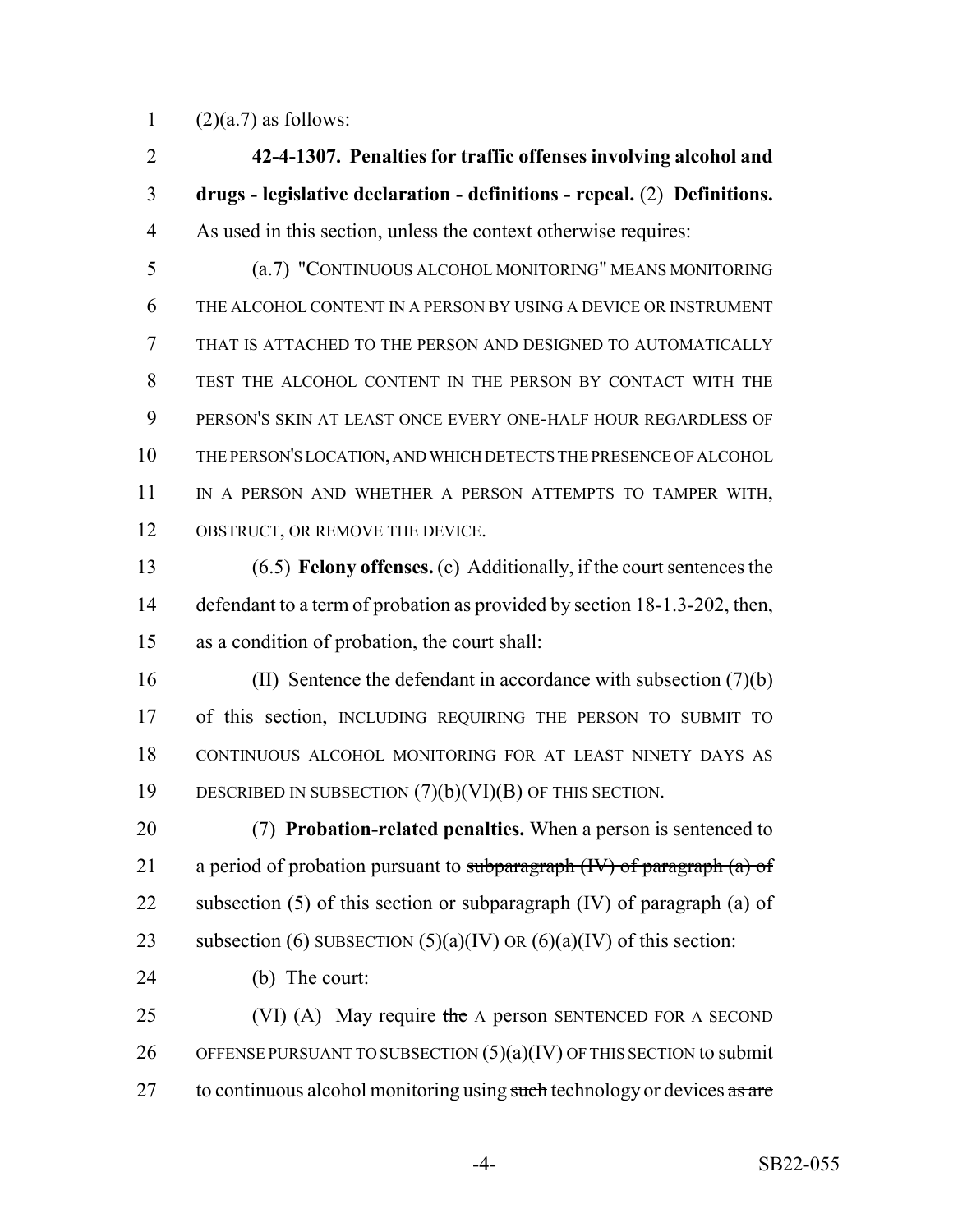(2)(a.7) as follows:

**42-4-1307. Penalties for traffic offenses involving alcohol and drugs - legislative declaration - definitions - repeal.** (2) **Definitions.** As used in this section, unless the context otherwise requires:

(a.7) "CONTINUOUS ALCOHOL MONITORING" MEANS MONITORING THE ALCOHOL CONTENT IN A PERSON BY USING A DEVICE OR INSTRUMENT THAT IS ATTACHED TO THE PERSON AND DESIGNED TO AUTOMATICALLY TEST THE ALCOHOL CONTENT IN THE PERSON BY CONTACT WITH THE PERSON'S SKIN AT LEAST ONCE EVERY ONE-HALF HOUR REGARDLESS OF THE PERSON'S LOCATION, AND WHICH DETECTS THE PRESENCE OF ALCOHOL IN A PERSON AND WHETHER A PERSON ATTEMPTS TO TAMPER WITH, OBSTRUCT, OR REMOVE THE DEVICE.

(6.5) **Felony offenses.** (c) Additionally, if the court sentences the defendant to a term of probation as provided by section 18-1.3-202, then, as a condition of probation, the court shall:

(II) Sentence the defendant in accordance with subsection (7)(b) of this section, INCLUDING REQUIRING THE PERSON TO SUBMIT TO CONTINUOUS ALCOHOL MONITORING FOR AT LEAST NINETY DAYS AS DESCRIBED IN SUBSECTION (7)(b)(VI)(B) OF THIS SECTION.

(7) **Probation-related penalties.** When a person is sentenced to a period of probation pursuant to ~~subparagraph (IV) of paragraph (a) of subsection (5) of this section or subparagraph (IV) of paragraph (a) of subsection (6)~~ SUBSECTION (5)(a)(IV) OR (6)(a)(IV) of this section:

(b) The court:

(VI) (A) May require ~~the~~ A person SENTENCED FOR A SECOND OFFENSE PURSUANT TO SUBSECTION (5)(a)(IV) OF THIS SECTION to submit to continuous alcohol monitoring using ~~such~~ technology or devices ~~as are~~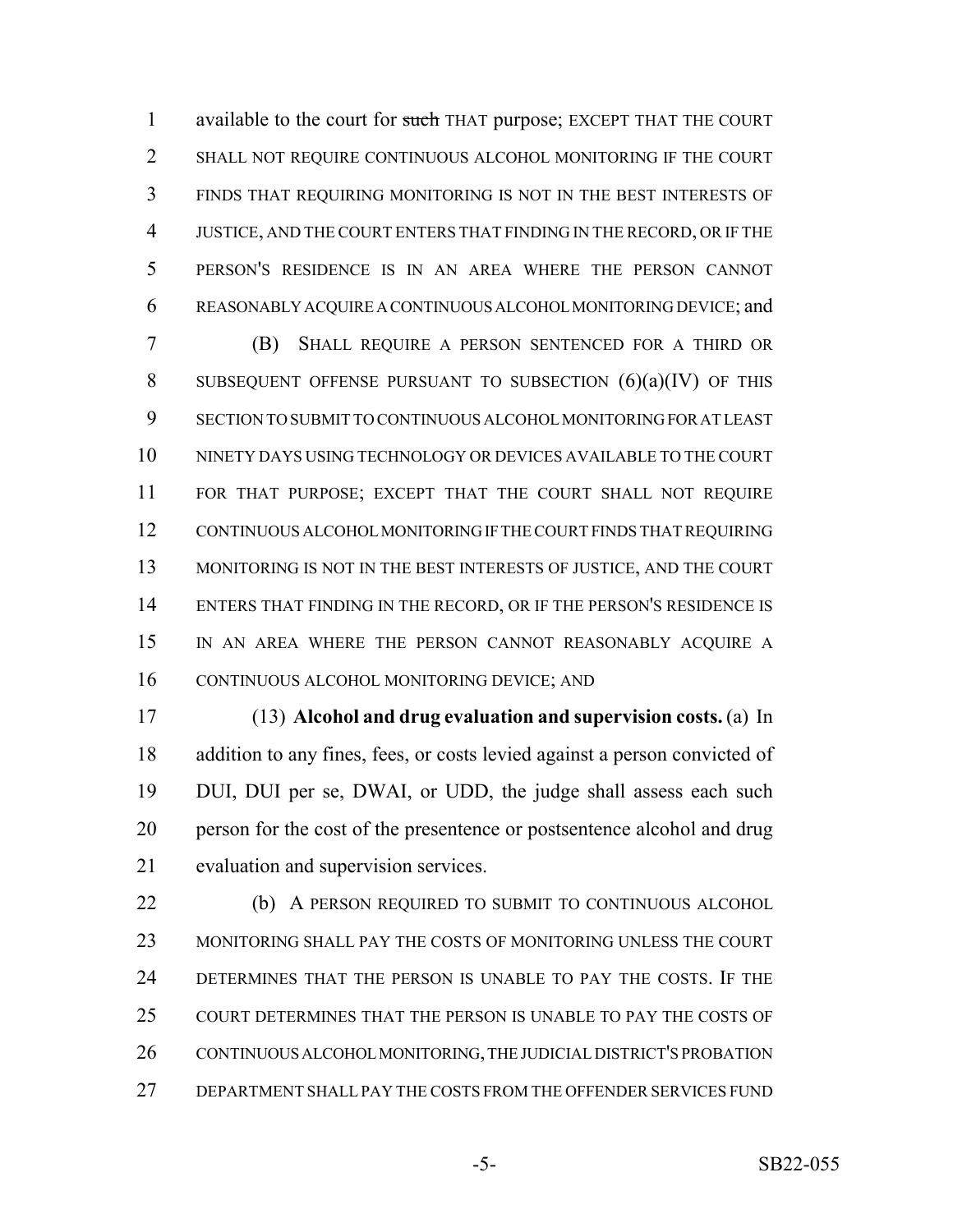available to the court for ~~such~~ THAT purpose; EXCEPT THAT THE COURT SHALL NOT REQUIRE CONTINUOUS ALCOHOL MONITORING IF THE COURT FINDS THAT REQUIRING MONITORING IS NOT IN THE BEST INTERESTS OF JUSTICE, AND THE COURT ENTERS THAT FINDING IN THE RECORD, OR IF THE PERSON'S RESIDENCE IS IN AN AREA WHERE THE PERSON CANNOT REASONABLY ACQUIRE A CONTINUOUS ALCOHOL MONITORING DEVICE; and

(B) SHALL REQUIRE A PERSON SENTENCED FOR A THIRD OR SUBSEQUENT OFFENSE PURSUANT TO SUBSECTION (6)(a)(IV) OF THIS SECTION TO SUBMIT TO CONTINUOUS ALCOHOL MONITORING FOR AT LEAST NINETY DAYS USING TECHNOLOGY OR DEVICES AVAILABLE TO THE COURT FOR THAT PURPOSE; EXCEPT THAT THE COURT SHALL NOT REQUIRE CONTINUOUS ALCOHOL MONITORING IF THE COURT FINDS THAT REQUIRING MONITORING IS NOT IN THE BEST INTERESTS OF JUSTICE, AND THE COURT ENTERS THAT FINDING IN THE RECORD, OR IF THE PERSON'S RESIDENCE IS IN AN AREA WHERE THE PERSON CANNOT REASONABLY ACQUIRE A CONTINUOUS ALCOHOL MONITORING DEVICE; AND

(13) **Alcohol and drug evaluation and supervision costs.** (a) In addition to any fines, fees, or costs levied against a person convicted of DUI, DUI per se, DWAI, or UDD, the judge shall assess each such person for the cost of the presentence or postsentence alcohol and drug evaluation and supervision services.

(b) A PERSON REQUIRED TO SUBMIT TO CONTINUOUS ALCOHOL MONITORING SHALL PAY THE COSTS OF MONITORING UNLESS THE COURT DETERMINES THAT THE PERSON IS UNABLE TO PAY THE COSTS. IF THE COURT DETERMINES THAT THE PERSON IS UNABLE TO PAY THE COSTS OF CONTINUOUS ALCOHOL MONITORING, THE JUDICIAL DISTRICT'S PROBATION DEPARTMENT SHALL PAY THE COSTS FROM THE OFFENDER SERVICES FUND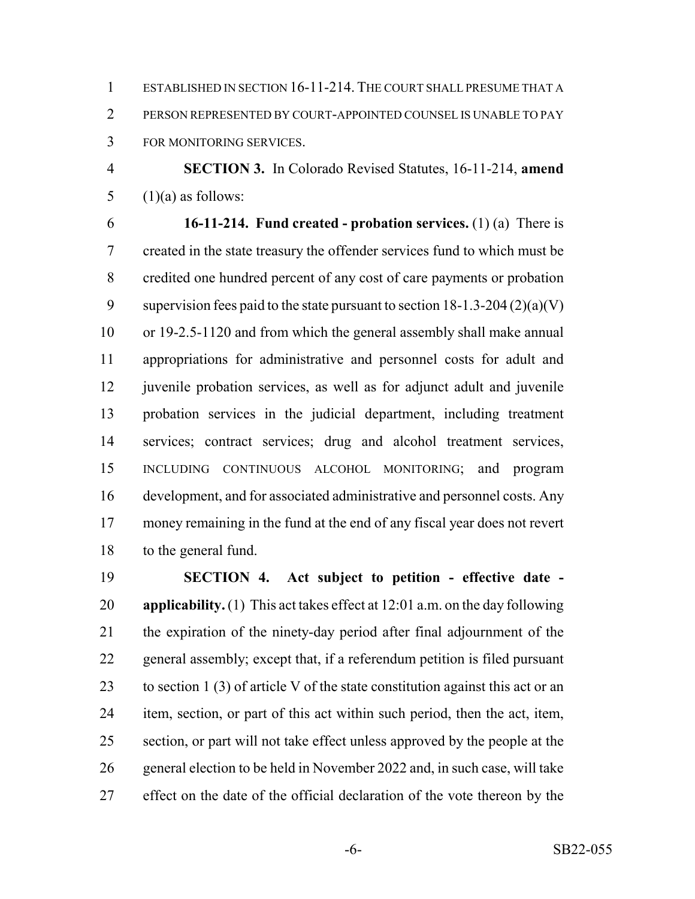ESTABLISHED IN SECTION 16-11-214. THE COURT SHALL PRESUME THAT A PERSON REPRESENTED BY COURT-APPOINTED COUNSEL IS UNABLE TO PAY FOR MONITORING SERVICES.

**SECTION 3.** In Colorado Revised Statutes, 16-11-214, **amend** (1)(a) as follows:

**16-11-214. Fund created - probation services.** (1) (a) There is created in the state treasury the offender services fund to which must be credited one hundred percent of any cost of care payments or probation supervision fees paid to the state pursuant to section 18-1.3-204 (2)(a)(V) or 19-2.5-1120 and from which the general assembly shall make annual appropriations for administrative and personnel costs for adult and juvenile probation services, as well as for adjunct adult and juvenile probation services in the judicial department, including treatment services; contract services; drug and alcohol treatment services, INCLUDING CONTINUOUS ALCOHOL MONITORING; and program development, and for associated administrative and personnel costs. Any money remaining in the fund at the end of any fiscal year does not revert to the general fund.

**SECTION 4. Act subject to petition - effective date - applicability.** (1) This act takes effect at 12:01 a.m. on the day following the expiration of the ninety-day period after final adjournment of the general assembly; except that, if a referendum petition is filed pursuant to section 1 (3) of article V of the state constitution against this act or an item, section, or part of this act within such period, then the act, item, section, or part will not take effect unless approved by the people at the general election to be held in November 2022 and, in such case, will take effect on the date of the official declaration of the vote thereon by the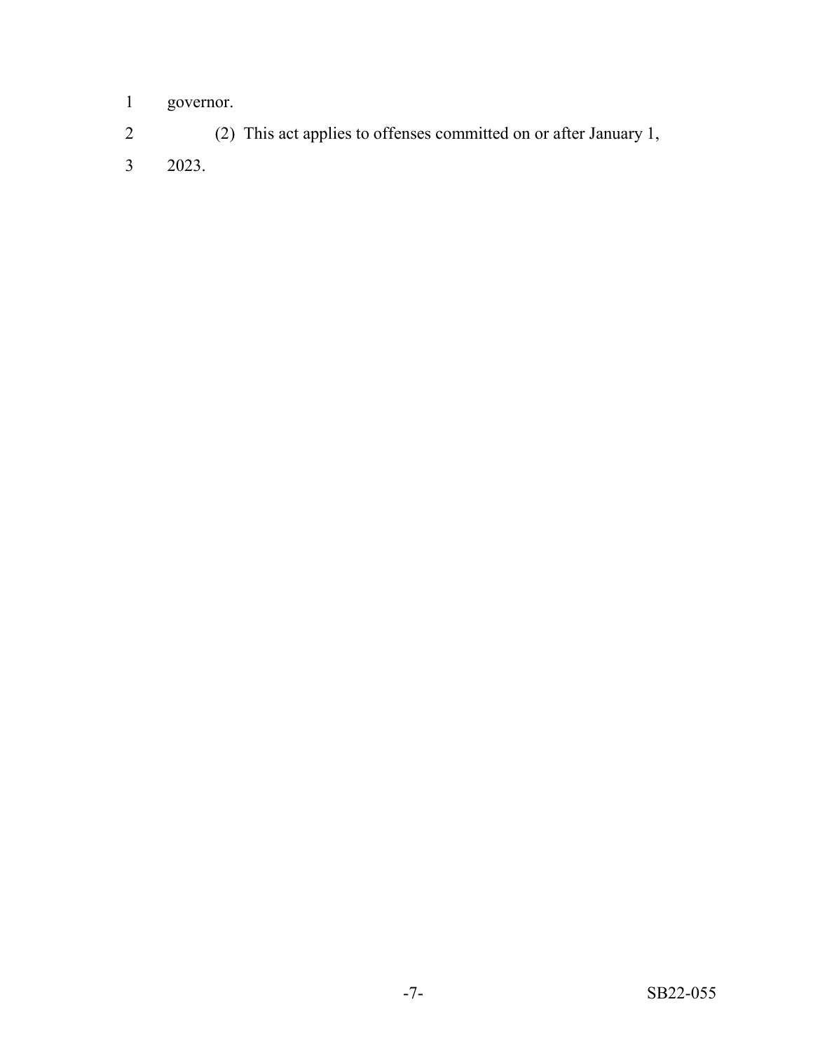governor.

(2) This act applies to offenses committed on or after January 1, 2023.